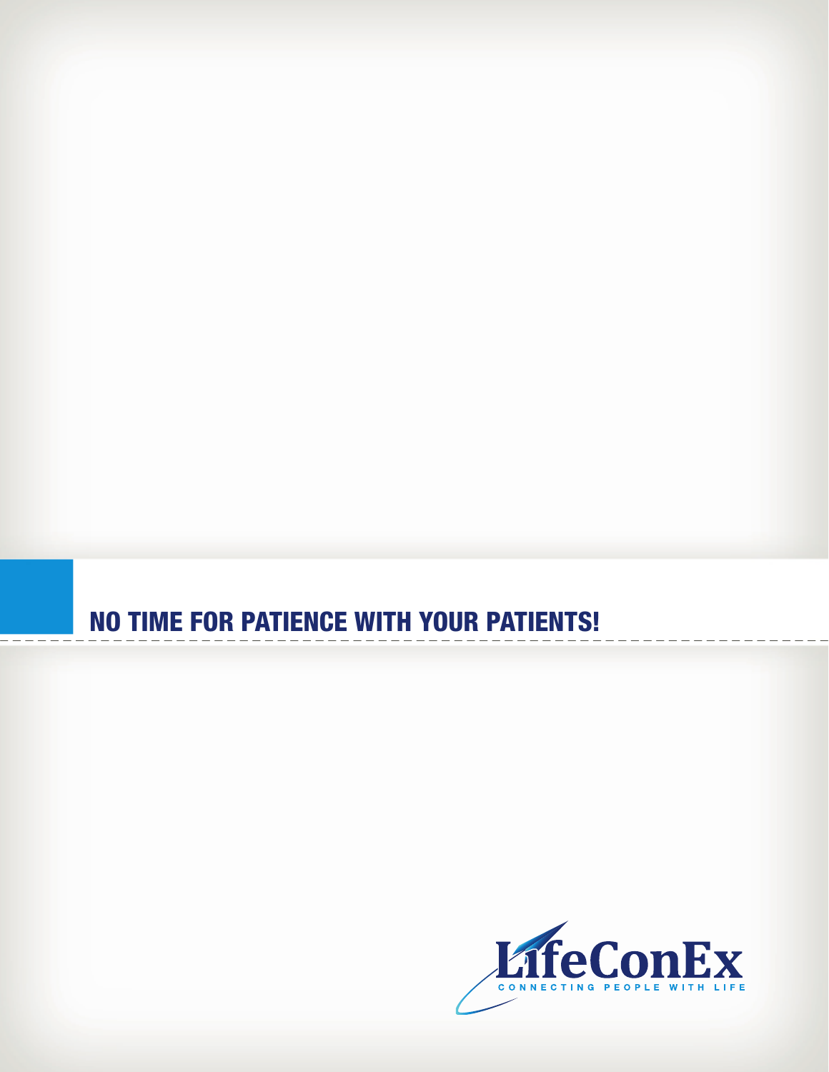## NO TIME FOR PATIENCE WITH YOUR PATIENTS!

LifeConEx

CONNECTING PEOPLE WITH LIFE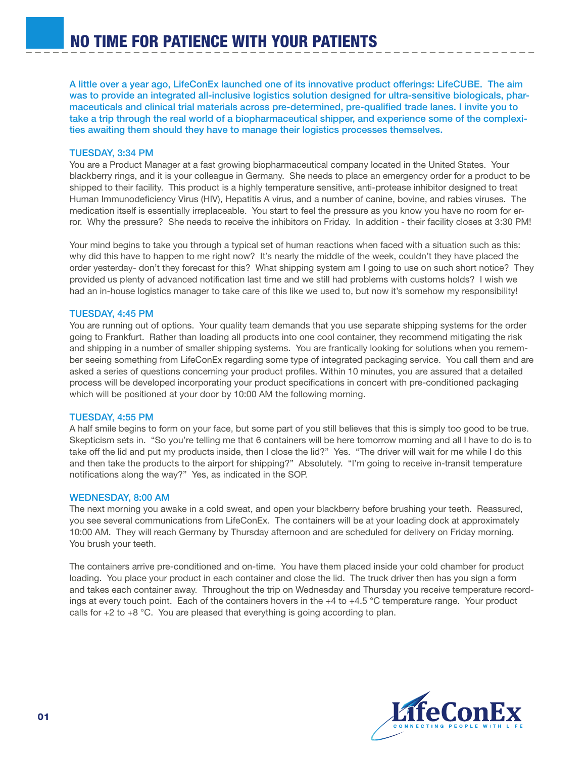# NO TIME FOR PATIENCE WITH YOUR PATIENTS

**A little over a year ago, LifeConEx launched one of its innovative product offerings: LifeCUBE. The aim was to provide an integrated all-inclusive logistics solution designed for ultra-sensitive biologicals, pharmaceuticals and clinical trial materials across pre-determined, pre-qualified trade lanes. I invite you to take a trip through the real world of a biopharmaceutical shipper, and experience some of the complexities awaiting them should they have to manage their logistics processes themselves.**

### TUESDAY, 3:34 PM

You are a Product Manager at a fast growing biopharmaceutical company located in the United States. Your blackberry rings, and it is your colleague in Germany. She needs to place an emergency order for a product to be shipped to their facility. This product is a highly temperature sensitive, anti-protease inhibitor designed to treat Human Immunodeficiency Virus (HIV), Hepatitis A virus, and a number of canine, bovine, and rabies viruses. The medication itself is essentially irreplaceable. You start to feel the pressure as you know you have no room for error. Why the pressure? She needs to receive the inhibitors on Friday. In addition - their facility closes at 3:30 PM!

Your mind begins to take you through a typical set of human reactions when faced with a situation such as this: why did this have to happen to me right now? It's nearly the middle of the week, couldn't they have placed the order yesterday- don't they forecast for this? What shipping system am I going to use on such short notice? They provided us plenty of advanced notification last time and we still had problems with customs holds? I wish we had an in-house logistics manager to take care of this like we used to, but now it's somehow my responsibility!

### TUESDAY, 4:45 PM

You are running out of options. Your quality team demands that you use separate shipping systems for the order going to Frankfurt. Rather than loading all products into one cool container, they recommend mitigating the risk and shipping in a number of smaller shipping systems. You are frantically looking for solutions when you remember seeing something from LifeConEx regarding some type of integrated packaging service. You call them and are asked a series of questions concerning your product profiles. Within 10 minutes, you are assured that a detailed process will be developed incorporating your product specifications in concert with pre-conditioned packaging which will be positioned at your door by 10:00 AM the following morning.

### TUESDAY, 4:55 PM

A half smile begins to form on your face, but some part of you still believes that this is simply too good to be true. Skepticism sets in. "So you're telling me that 6 containers will be here tomorrow morning and all I have to do is to take off the lid and put my products inside, then I close the lid?" Yes. "The driver will wait for me while I do this and then take the products to the airport for shipping?" Absolutely. "I'm going to receive in-transit temperature notifications along the way?" Yes, as indicated in the SOP.

### WEDNESDAY, 8:00 AM

The next morning you awake in a cold sweat, and open your blackberry before brushing your teeth. Reassured, you see several communications from LifeConEx. The containers will be at your loading dock at approximately 10:00 AM. They will reach Germany by Thursday afternoon and are scheduled for delivery on Friday morning. You brush your teeth.

The containers arrive pre-conditioned and on-time. You have them placed inside your cold chamber for product loading. You place your product in each container and close the lid. The truck driver then has you sign a form and takes each container away. Throughout the trip on Wednesday and Thursday you receive temperature recordings at every touch point. Each of the containers hovers in the +4 to +4.5 °C temperature range. Your product calls for +2 to +8 °C. You are pleased that everything is going according to plan.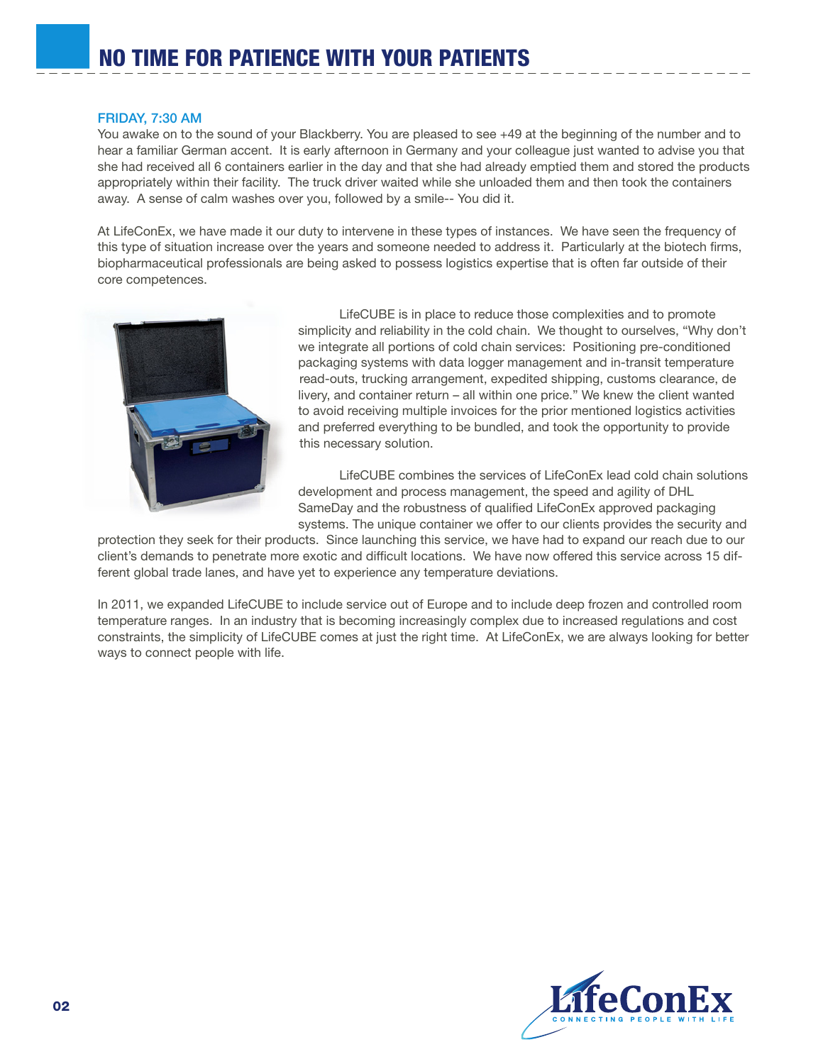# NO TIME FOR PATIENCE WITH YOUR PATIENTS

**FRIDAY, 7:30 AM**

You awake on to the sound of your Blackberry. You are pleased to see +49 at the beginning of the number and to hear a familiar German accent. It is early afternoon in Germany and your colleague just wanted to advise you that she had received all 6 containers earlier in the day and that she had already emptied them and stored the products appropriately within their facility. The truck driver waited while she unloaded them and then took the containers away. A sense of calm washes over you, followed by a smile-- You did it.

At LifeConEx, we have made it our duty to intervene in these types of instances. We have seen the frequency of this type of situation increase over the years and someone needed to address it. Particularly at the biotech firms, biopharmaceutical professionals are being asked to possess logistics expertise that is often far outside of their core competences.

LifeCUBE is in place to reduce those complexities and to promote simplicity and reliability in the cold chain. We thought to ourselves, "Why don't we integrate all portions of cold chain services: Positioning pre-conditioned packaging systems with data logger management and in-transit temperature read-outs, trucking arrangement, expedited shipping, customs clearance, delivery, and container return – all within one price." We knew the client wanted to avoid receiving multiple invoices for the prior mentioned logistics activities and preferred everything to be bundled, and took the opportunity to provide this necessary solution.

LifeCUBE combines the services of LifeConEx lead cold chain solutions development and process management, the speed and agility of DHL SameDay and the robustness of qualified LifeConEx approved packaging systems. The unique container we offer to our clients provides the security and protection they seek for their products. Since launching this service, we have had to expand our reach due to our client's demands to penetrate more exotic and difficult locations. We have now offered this service across 15 different global trade lanes, and have yet to experience any temperature deviations.

In 2011, we expanded LifeCUBE to include service out of Europe and to include deep frozen and controlled room temperature ranges. In an industry that is becoming increasingly complex due to increased regulations and cost constraints, the simplicity of LifeCUBE comes at just the right time. At LifeConEx, we are always looking for better ways to connect people with life.

LifeConEx
CONNECTING PEOPLE WITH LIFE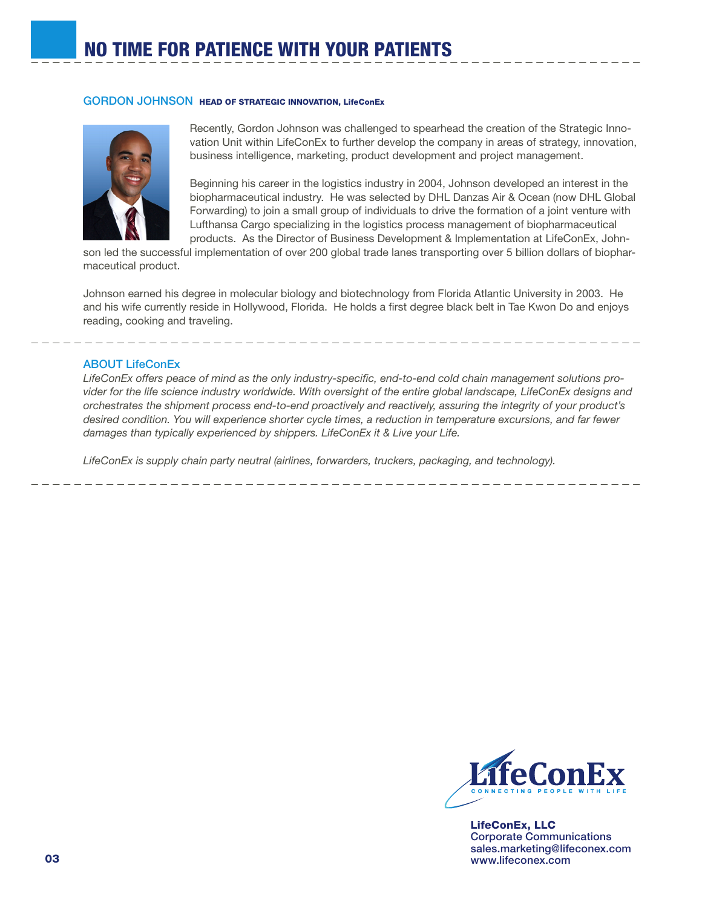# NO TIME FOR PATIENCE WITH YOUR PATIENTS

**GORDON JOHNSON** HEAD OF STRATEGIC INNOVATION, LifeConEx

Recently, Gordon Johnson was challenged to spearhead the creation of the Strategic Innovation Unit within LifeConEx to further develop the company in areas of strategy, innovation, business intelligence, marketing, product development and project management.

Beginning his career in the logistics industry in 2004, Johnson developed an interest in the biopharmaceutical industry. He was selected by DHL Danzas Air & Ocean (now DHL Global Forwarding) to join a small group of individuals to drive the formation of a joint venture with Lufthansa Cargo specializing in the logistics process management of biopharmaceutical products. As the Director of Business Development & Implementation at LifeConEx, Johnson led the successful implementation of over 200 global trade lanes transporting over 5 billion dollars of biopharmaceutical product.

Johnson earned his degree in molecular biology and biotechnology from Florida Atlantic University in 2003. He and his wife currently reside in Hollywood, Florida. He holds a first degree black belt in Tae Kwon Do and enjoys reading, cooking and traveling.

## ABOUT LifeConEx

*LifeConEx offers peace of mind as the only industry-specific, end-to-end cold chain management solutions provider for the life science industry worldwide. With oversight of the entire global landscape, LifeConEx designs and orchestrates the shipment process end-to-end proactively and reactively, assuring the integrity of your product's desired condition. You will experience shorter cycle times, a reduction in temperature excursions, and far fewer damages than typically experienced by shippers. LifeConEx it & Live your Life.*

*LifeConEx is supply chain party neutral (airlines, forwarders, truckers, packaging, and technology).*

LifeConEx
CONNECTING PEOPLE WITH LIFE

**LifeConEx, LLC**
Corporate Communications
sales.marketing@lifeconex.com
www.lifeconex.com